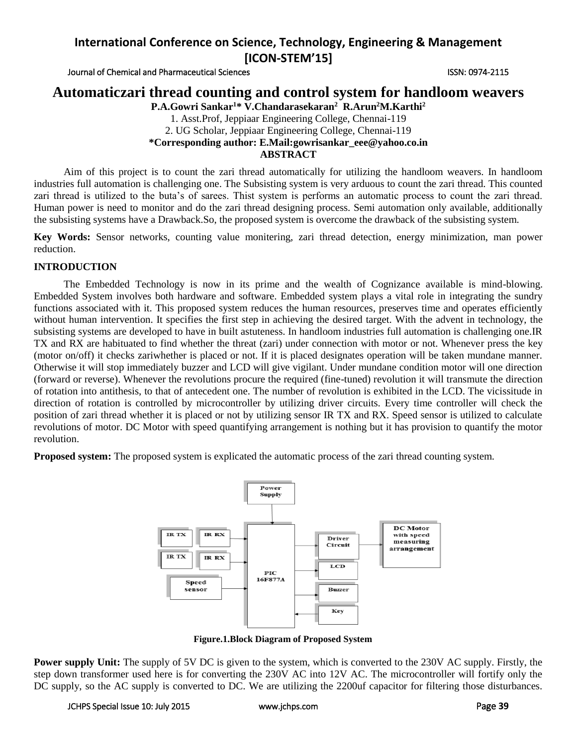# Automaticzari thread counting and control system for handloom weavers

**P.A.Gowri Sankar[1]* V.Chandarasekaran[2] R.Arun[2]M.Karthi[2]**

1. Asst.Prof, Jeppiaar Engineering College, Chennai-119
2. UG Scholar, Jeppiaar Engineering College, Chennai-119

**\*Corresponding author: E.Mail:gowrisankar_eee@yahoo.co.in**

## ABSTRACT

Aim of this project is to count the zari thread automatically for utilizing the handloom weavers. In handloom industries full automation is challenging one. The Subsisting system is very arduous to count the zari thread. This counted zari thread is utilized to the buta's of sarees. Thist system is performs an automatic process to count the zari thread. Human power is need to monitor and do the zari thread designing process. Semi automation only available, additionally the subsisting systems have a Drawback.So, the proposed system is overcome the drawback of the subsisting system.

**Key Words:** Sensor networks, counting value monitering, zari thread detection, energy minimization, man power reduction.

## INTRODUCTION

The Embedded Technology is now in its prime and the wealth of Cognizance available is mind-blowing. Embedded System involves both hardware and software. Embedded system plays a vital role in integrating the sundry functions associated with it. This proposed system reduces the human resources, preserves time and operates efficiently without human intervention. It specifies the first step in achieving the desired target. With the advent in technology, the subsisting systems are developed to have in built astuteness. In handloom industries full automation is challenging one.IR TX and RX are habituated to find whether the threat (zari) under connection with motor or not. Whenever press the key (motor on/off) it checks zariwhether is placed or not. If it is placed designates operation will be taken mundane manner. Otherwise it will stop immediately buzzer and LCD will give vigilant. Under mundane condition motor will one direction (forward or reverse). Whenever the revolutions procure the required (fine-tuned) revolution it will transmute the direction of rotation into antithesis, to that of antecedent one. The number of revolution is exhibited in the LCD. The vicissitude in direction of rotation is controlled by microcontroller by utilizing driver circuits. Every time controller will check the position of zari thread whether it is placed or not by utilizing sensor IR TX and RX. Speed sensor is utilized to calculate revolutions of motor. DC Motor with speed quantifying arrangement is nothing but it has provision to quantify the motor revolution.

**Proposed system:** The proposed system is explicated the automatic process of the zari thread counting system.

**Figure.1.Block Diagram of Proposed System**

**Power supply Unit:** The supply of 5V DC is given to the system, which is converted to the 230V AC supply. Firstly, the step down transformer used here is for converting the 230V AC into 12V AC. The microcontroller will fortify only the DC supply, so the AC supply is converted to DC. We are utilizing the 2200uf capacitor for filtering those disturbances.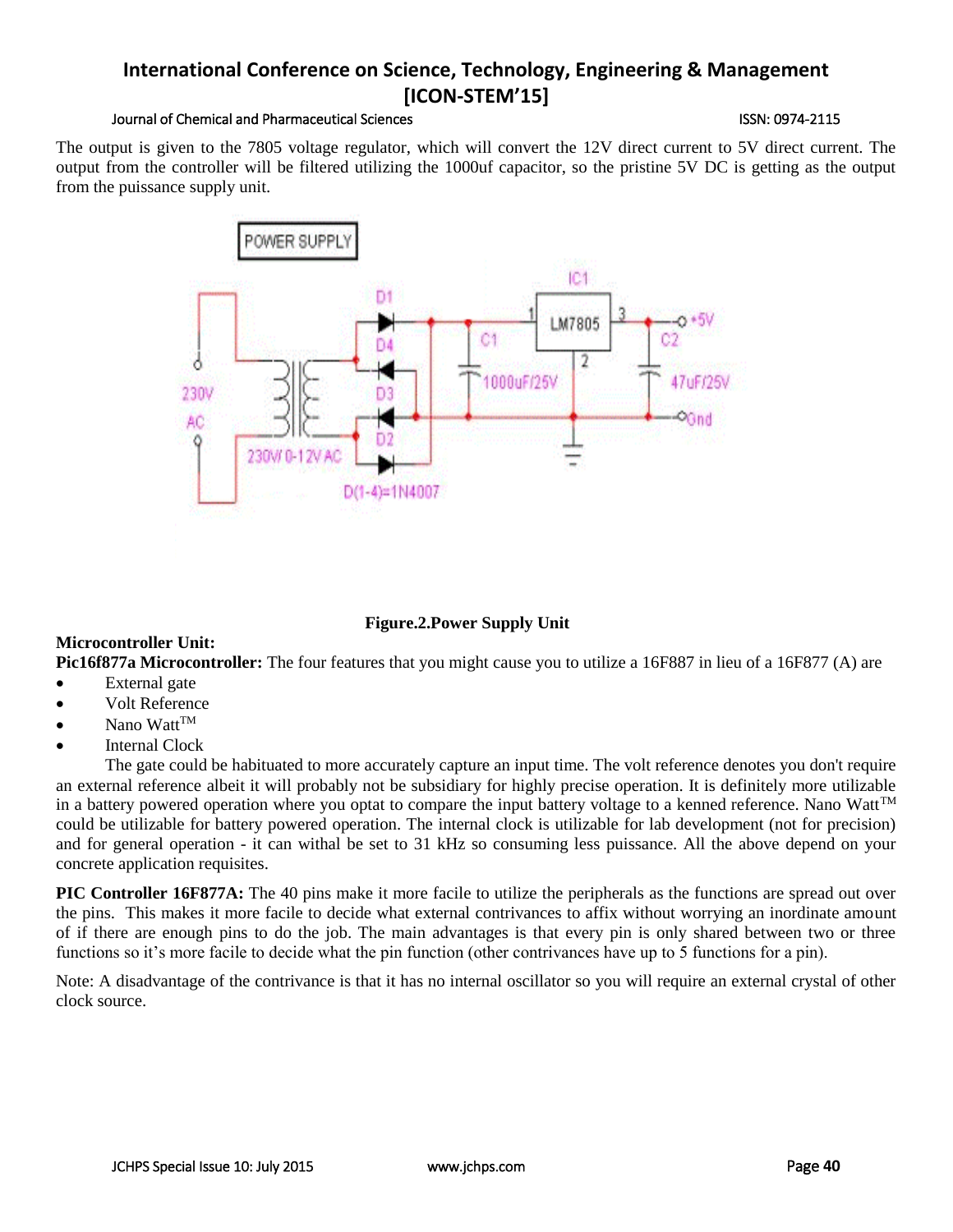The output is given to the 7805 voltage regulator, which will convert the 12V direct current to 5V direct current. The output from the controller will be filtered utilizing the 1000uf capacitor, so the pristine 5V DC is getting as the output from the puissance supply unit.

**Figure.2.Power Supply Unit**

**Microcontroller Unit:**

**Pic16f877a Microcontroller:** The four features that you might cause you to utilize a 16F887 in lieu of a 16F877 (A) are

- External gate
- Volt Reference
- Nano Watt™
- Internal Clock

The gate could be habituated to more accurately capture an input time. The volt reference denotes you don't require an external reference albeit it will probably not be subsidiary for highly precise operation. It is definitely more utilizable in a battery powered operation where you optat to compare the input battery voltage to a kenned reference. Nano Watt™ could be utilizable for battery powered operation. The internal clock is utilizable for lab development (not for precision) and for general operation - it can withal be set to 31 kHz so consuming less puissance. All the above depend on your concrete application requisites.

**PIC Controller 16F877A:** The 40 pins make it more facile to utilize the peripherals as the functions are spread out over the pins. This makes it more facile to decide what external contrivances to affix without worrying an inordinate amount of if there are enough pins to do the job. The main advantages is that every pin is only shared between two or three functions so it's more facile to decide what the pin function (other contrivances have up to 5 functions for a pin).

Note: A disadvantage of the contrivance is that it has no internal oscillator so you will require an external crystal of other clock source.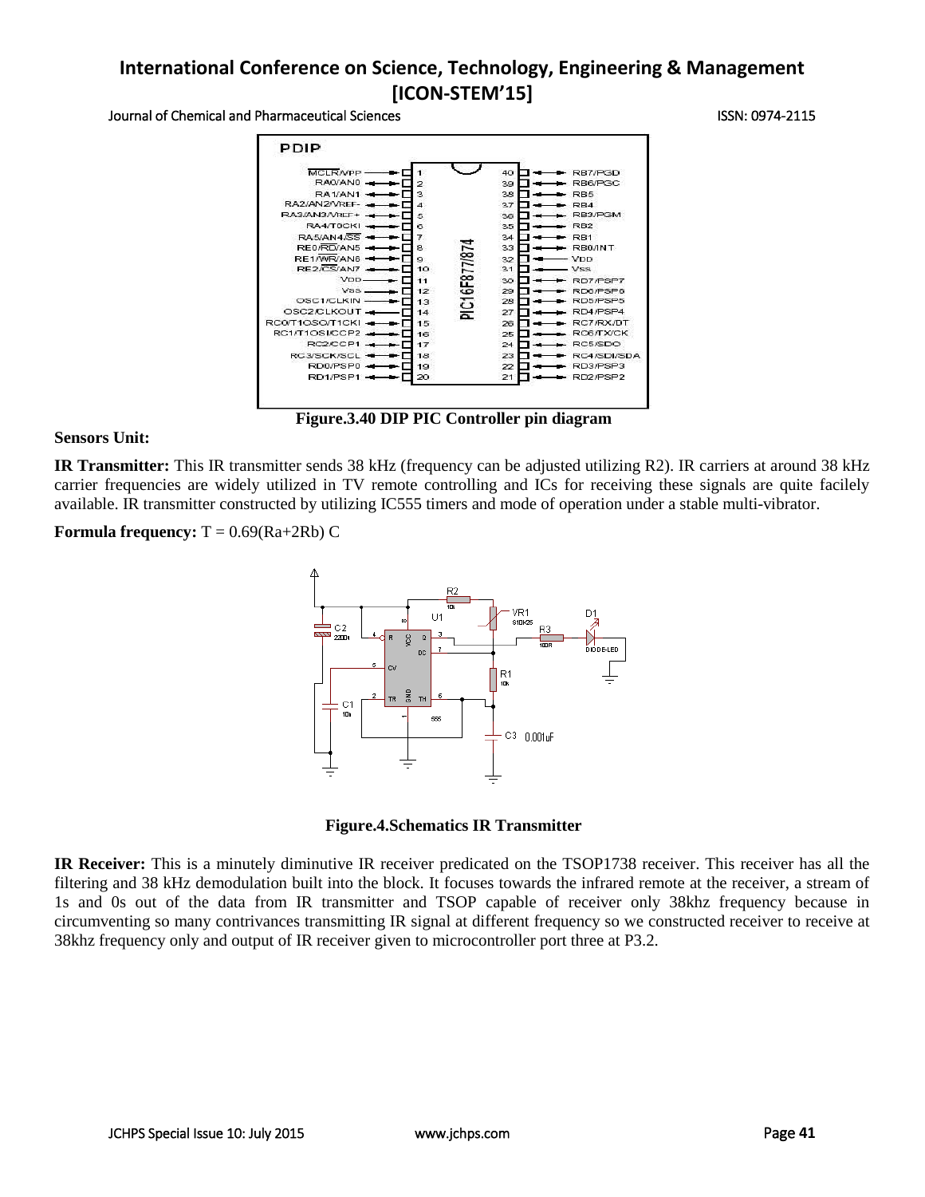Figure.3.40 DIP PIC Controller pin diagram

**Sensors Unit:**

**IR Transmitter:** This IR transmitter sends 38 kHz (frequency can be adjusted utilizing R2). IR carriers at around 38 kHz carrier frequencies are widely utilized in TV remote controlling and ICs for receiving these signals are quite facilely available. IR transmitter constructed by utilizing IC555 timers and mode of operation under a stable multi-vibrator.

**Formula frequency:** $T = 0.69(Ra+2Rb)\ C$

**Figure.4.Schematics IR Transmitter**

**IR Receiver:** This is a minutely diminutive IR receiver predicated on the TSOP1738 receiver. This receiver has all the filtering and 38 kHz demodulation built into the block. It focuses towards the infrared remote at the receiver, a stream of 1s and 0s out of the data from IR transmitter and TSOP capable of receiver only 38khz frequency because in circumventing so many contrivances transmitting IR signal at different frequency so we constructed receiver to receive at 38khz frequency only and output of IR receiver given to microcontroller port three at P3.2.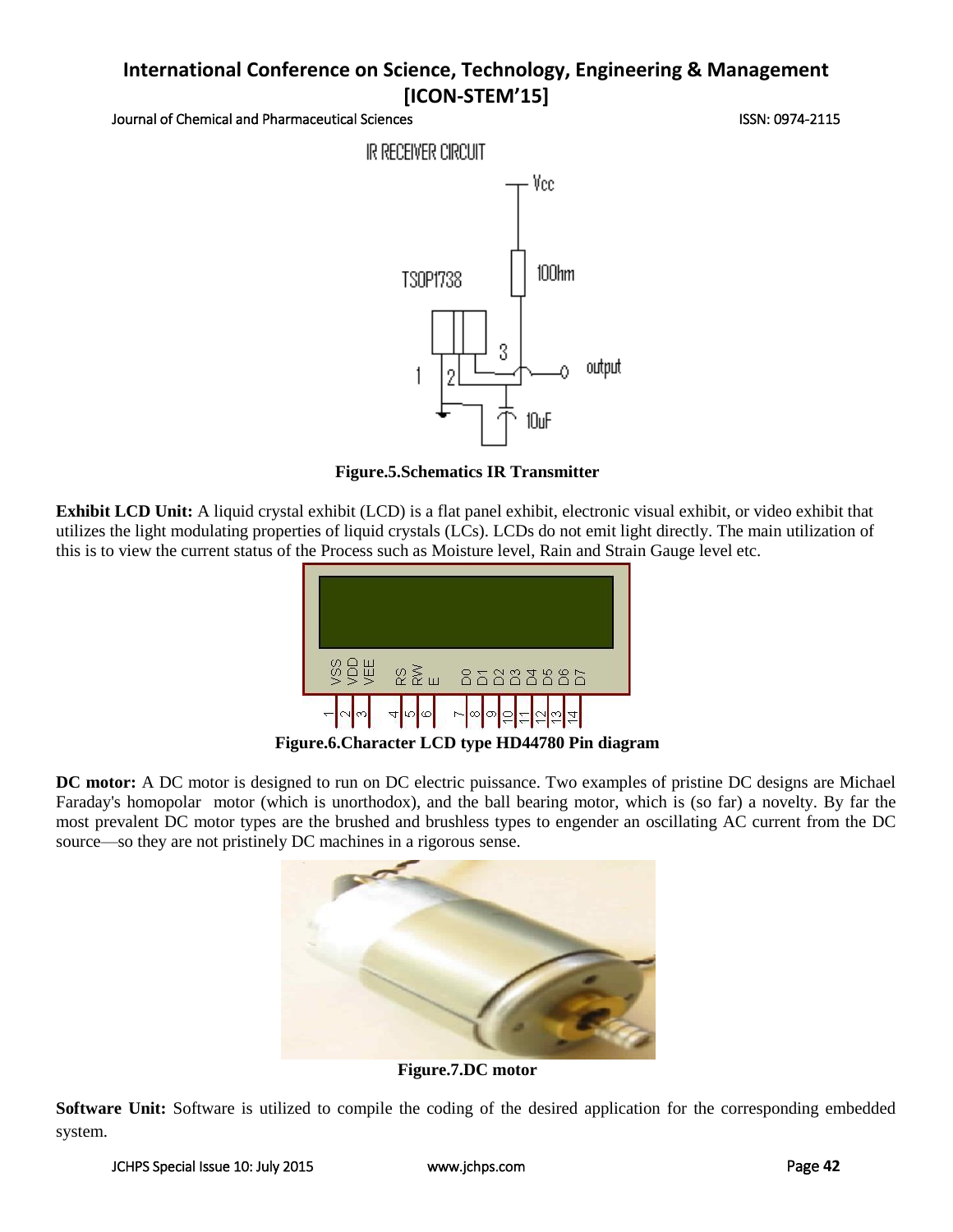**Figure.5.Schematics IR Transmitter**

**Exhibit LCD Unit:** A liquid crystal exhibit (LCD) is a flat panel exhibit, electronic visual exhibit, or video exhibit that utilizes the light modulating properties of liquid crystals (LCs). LCDs do not emit light directly. The main utilization of this is to view the current status of the Process such as Moisture level, Rain and Strain Gauge level etc.

**Figure.6.Character LCD type HD44780 Pin diagram**

**DC motor:** A DC motor is designed to run on DC electric puissance. Two examples of pristine DC designs are Michael Faraday's homopolar motor (which is unorthodox), and the ball bearing motor, which is (so far) a novelty. By far the most prevalent DC motor types are the brushed and brushless types to engender an oscillating AC current from the DC source—so they are not pristinely DC machines in a rigorous sense.

**Figure.7.DC motor**

**Software Unit:** Software is utilized to compile the coding of the desired application for the corresponding embedded system.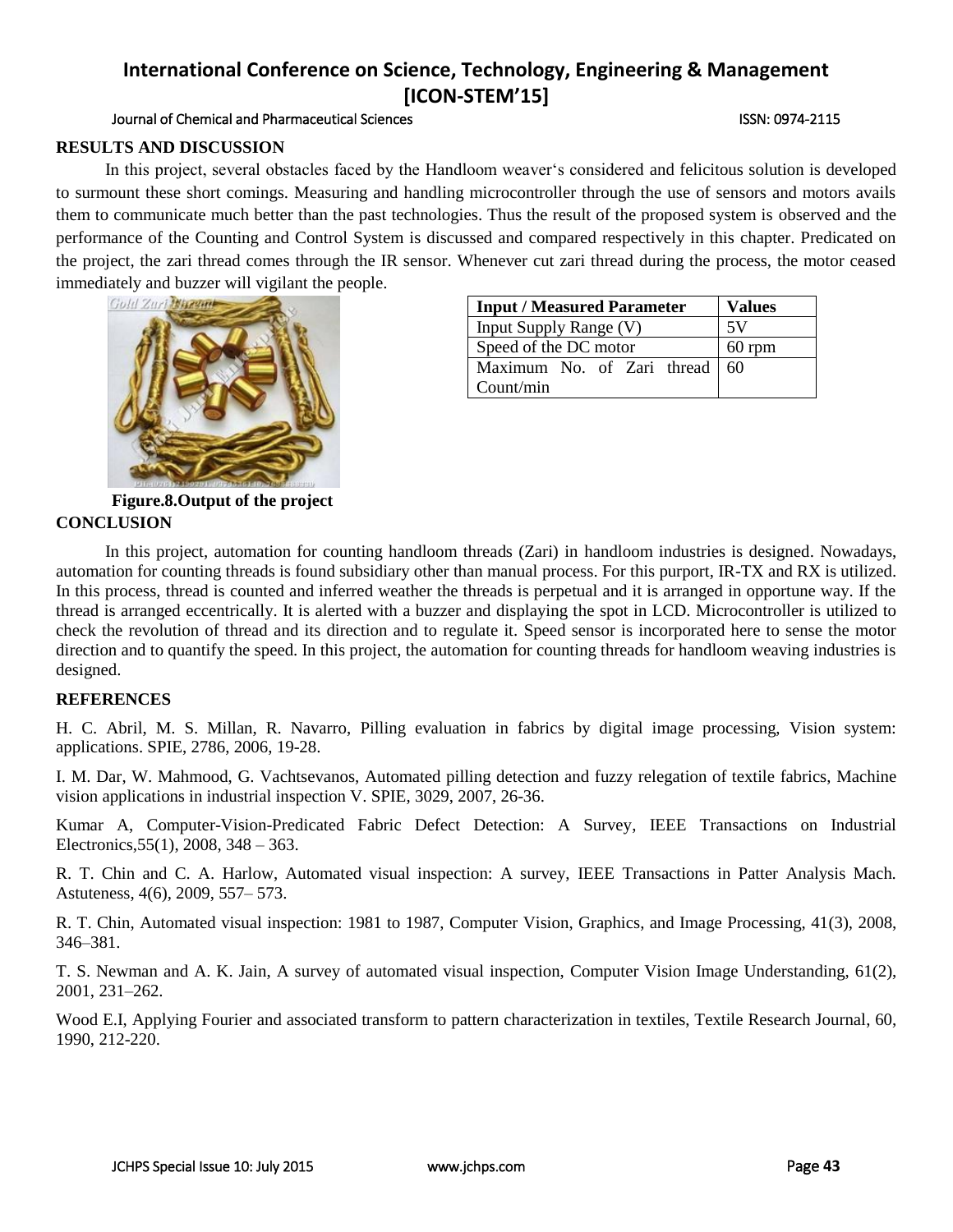## RESULTS AND DISCUSSION

In this project, several obstacles faced by the Handloom weaver‘s considered and felicitous solution is developed to surmount these short comings. Measuring and handling microcontroller through the use of sensors and motors avails them to communicate much better than the past technologies. Thus the result of the proposed system is observed and the performance of the Counting and Control System is discussed and compared respectively in this chapter. Predicated on the project, the zari thread comes through the IR sensor. Whenever cut zari thread during the process, the motor ceased immediately and buzzer will vigilant the people.

| Input / Measured Parameter | Values |
|---|---|
| Input Supply Range (V) | 5V |
| Speed of the DC motor | 60 rpm |
| Maximum No. of Zari thread Count/min | 60 |

**Figure.8.Output of the project**

## CONCLUSION

In this project, automation for counting handloom threads (Zari) in handloom industries is designed. Nowadays, automation for counting threads is found subsidiary other than manual process. For this purport, IR-TX and RX is utilized. In this process, thread is counted and inferred weather the threads is perpetual and it is arranged in opportune way. If the thread is arranged eccentrically. It is alerted with a buzzer and displaying the spot in LCD. Microcontroller is utilized to check the revolution of thread and its direction and to regulate it. Speed sensor is incorporated here to sense the motor direction and to quantify the speed. In this project, the automation for counting threads for handloom weaving industries is designed.

## REFERENCES

H. C. Abril, M. S. Millan, R. Navarro, Pilling evaluation in fabrics by digital image processing, Vision system: applications. SPIE, 2786, 2006, 19-28.

I. M. Dar, W. Mahmood, G. Vachtsevanos, Automated pilling detection and fuzzy relegation of textile fabrics, Machine vision applications in industrial inspection V. SPIE, 3029, 2007, 26-36.

Kumar A, Computer-Vision-Predicated Fabric Defect Detection: A Survey, IEEE Transactions on Industrial Electronics,55(1), 2008, 348 – 363.

R. T. Chin and C. A. Harlow, Automated visual inspection: A survey, IEEE Transactions in Patter Analysis Mach. Astuteness, 4(6), 2009, 557– 573.

R. T. Chin, Automated visual inspection: 1981 to 1987, Computer Vision, Graphics, and Image Processing, 41(3), 2008, 346–381.

T. S. Newman and A. K. Jain, A survey of automated visual inspection, Computer Vision Image Understanding, 61(2), 2001, 231–262.

Wood E.I, Applying Fourier and associated transform to pattern characterization in textiles, Textile Research Journal, 60, 1990, 212-220.